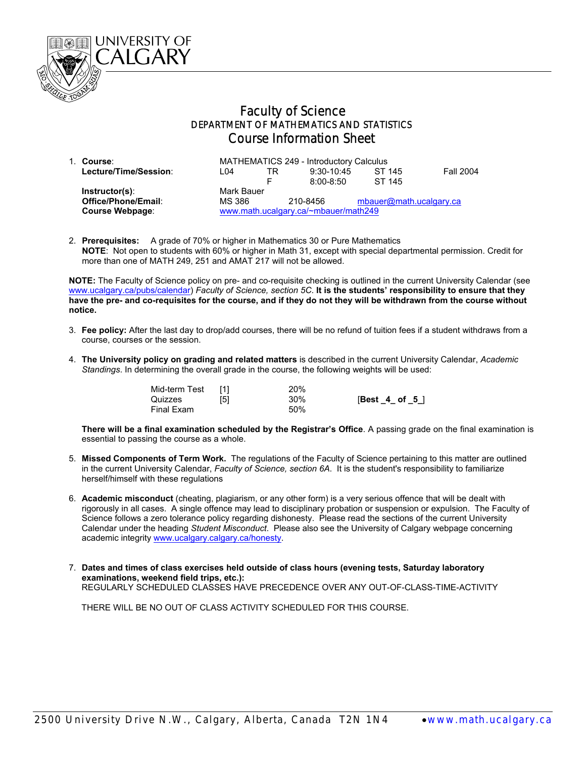UNIVERSITY OF CALGARY

# Faculty of Science

## DEPARTMENT OF MATHEMATICS AND STATISTICS

## Course Information Sheet

1. **Course**: MATHEMATICS 249 - Introductory Calculus

| | | | | | |
|---|---|---|---|---|---|
| **Lecture/Time/Session**: | L04 | TR | 9:30-10:45 | ST 145 | Fall 2004 |
| | | F | 8:00-8:50 | ST 145 | |

**Instructor(s)**: Mark Bauer
**Office/Phone/Email**: MS 386 210-8456 mbauer@math.ucalgary.ca
**Course Webpage**: www.math.ucalgary.ca/~mbauer/math249

2. **Prerequisites:** A grade of 70% or higher in Mathematics 30 or Pure Mathematics
**NOTE**: Not open to students with 60% or higher in Math 31, except with special departmental permission. Credit for more than one of MATH 249, 251 and AMAT 217 will not be allowed.

**NOTE:** The Faculty of Science policy on pre- and co-requisite checking is outlined in the current University Calendar (see www.ucalgary.ca/pubs/calendar) *Faculty of Science, section 5C*. **It is the students' responsibility to ensure that they have the pre- and co-requisites for the course, and if they do not they will be withdrawn from the course without notice.**

3. **Fee policy:** After the last day to drop/add courses, there will be no refund of tuition fees if a student withdraws from a course, courses or the session.

4. **The University policy on grading and related matters** is described in the current University Calendar, *Academic Standings*. In determining the overall grade in the course, the following weights will be used:

| | | | |
|---|---|---|---|
| Mid-term Test | [1] | 20% | |
| Quizzes | [5] | 30% | [**Best _4_ of _5_**] |
| Final Exam | | 50% | |

**There will be a final examination scheduled by the Registrar's Office**. A passing grade on the final examination is essential to passing the course as a whole.

5. **Missed Components of Term Work.** The regulations of the Faculty of Science pertaining to this matter are outlined in the current University Calendar, *Faculty of Science, section 6A*. It is the student's responsibility to familiarize herself/himself with these regulations

6. **Academic misconduct** (cheating, plagiarism, or any other form) is a very serious offence that will be dealt with rigorously in all cases. A single offence may lead to disciplinary probation or suspension or expulsion. The Faculty of Science follows a zero tolerance policy regarding dishonesty. Please read the sections of the current University Calendar under the heading *Student Misconduct*. Please also see the University of Calgary webpage concerning academic integrity www.ucalgary.calgary.ca/honesty.

7. **Dates and times of class exercises held outside of class hours (evening tests, Saturday laboratory examinations, weekend field trips, etc.):**
REGULARLY SCHEDULED CLASSES HAVE PRECEDENCE OVER ANY OUT-OF-CLASS-TIME-ACTIVITY

THERE WILL BE NO OUT OF CLASS ACTIVITY SCHEDULED FOR THIS COURSE.

2500 University Drive N.W., Calgary, Alberta, Canada T2N 1N4 • www.math.ucalgary.ca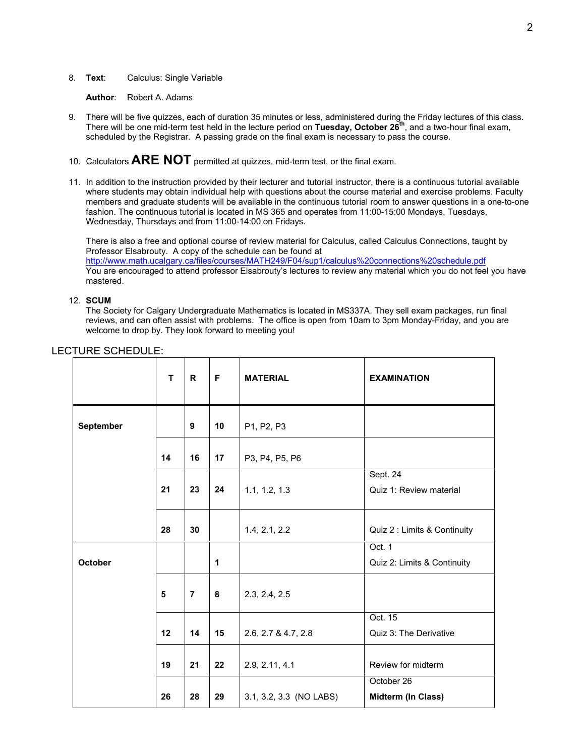8. **Text**: Calculus: Single Variable

   **Author**: Robert A. Adams

9. There will be five quizzes, each of duration 35 minutes or less, administered during the Friday lectures of this class. There will be one mid-term test held in the lecture period on **Tuesday, October 26th**, and a two-hour final exam, scheduled by the Registrar. A passing grade on the final exam is necessary to pass the course.

10. Calculators **ARE NOT** permitted at quizzes, mid-term test, or the final exam.

11. In addition to the instruction provided by their lecturer and tutorial instructor, there is a continuous tutorial available where students may obtain individual help with questions about the course material and exercise problems. Faculty members and graduate students will be available in the continuous tutorial room to answer questions in a one-to-one fashion. The continuous tutorial is located in MS 365 and operates from 11:00-15:00 Mondays, Tuesdays, Wednesday, Thursdays and from 11:00-14:00 on Fridays.

    There is also a free and optional course of review material for Calculus, called Calculus Connections, taught by Professor Elsabrouty. A copy of the schedule can be found at http://www.math.ucalgary.ca/files/courses/MATH249/F04/sup1/calculus%20connections%20schedule.pdf You are encouraged to attend professor Elsabrouty's lectures to review any material which you do not feel you have mastered.

12. **SCUM**
    The Society for Calgary Undergraduate Mathematics is located in MS337A. They sell exam packages, run final reviews, and can often assist with problems. The office is open from 10am to 3pm Monday-Friday, and you are welcome to drop by. They look forward to meeting you!

LECTURE SCHEDULE:

| | T | R | F | MATERIAL | EXAMINATION |
|---|---|---|---|---|---|
| September | | 9 | 10 | P1, P2, P3 | |
| | 14 | 16 | 17 | P3, P4, P5, P6 | |
| | 21 | 23 | 24 | 1.1, 1.2, 1.3 | Sept. 24 Quiz 1: Review material |
| | 28 | 30 | | 1.4, 2.1, 2.2 | Quiz 2 : Limits & Continuity |
| October | | | 1 | | Oct. 1 Quiz 2: Limits & Continuity |
| | 5 | 7 | 8 | 2.3, 2.4, 2.5 | |
| | 12 | 14 | 15 | 2.6, 2.7 & 4.7, 2.8 | Oct. 15 Quiz 3: The Derivative |
| | 19 | 21 | 22 | 2.9, 2.11, 4.1 | Review for midterm |
| | 26 | 28 | 29 | 3.1, 3.2, 3.3 (NO LABS) | October 26 **Midterm (In Class)** |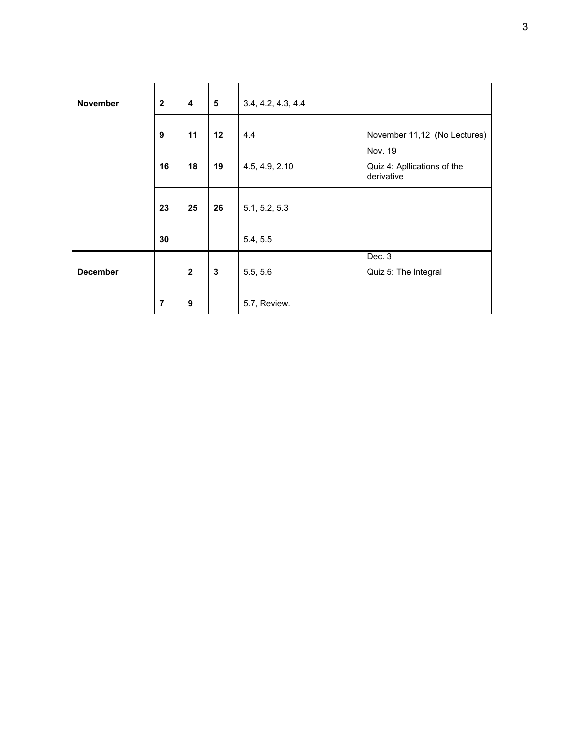| | | | | | |
|---|---|---|---|---|---|
| **November** | **2** | **4** | **5** | 3.4, 4.2, 4.3, 4.4 | |
| | **9** | **11** | **12** | 4.4 | November 11,12 (No Lectures) |
| | **16** | **18** | **19** | 4.5, 4.9, 2.10 | Nov. 19<br>Quiz 4: Apllications of the derivative |
| | **23** | **25** | **26** | 5.1, 5.2, 5.3 | |
| | **30** | | | 5.4, 5.5 | |
| **December** | | **2** | **3** | 5.5, 5.6 | Dec. 3<br>Quiz 5: The Integral |
| | **7** | **9** | | 5.7, Review. | |